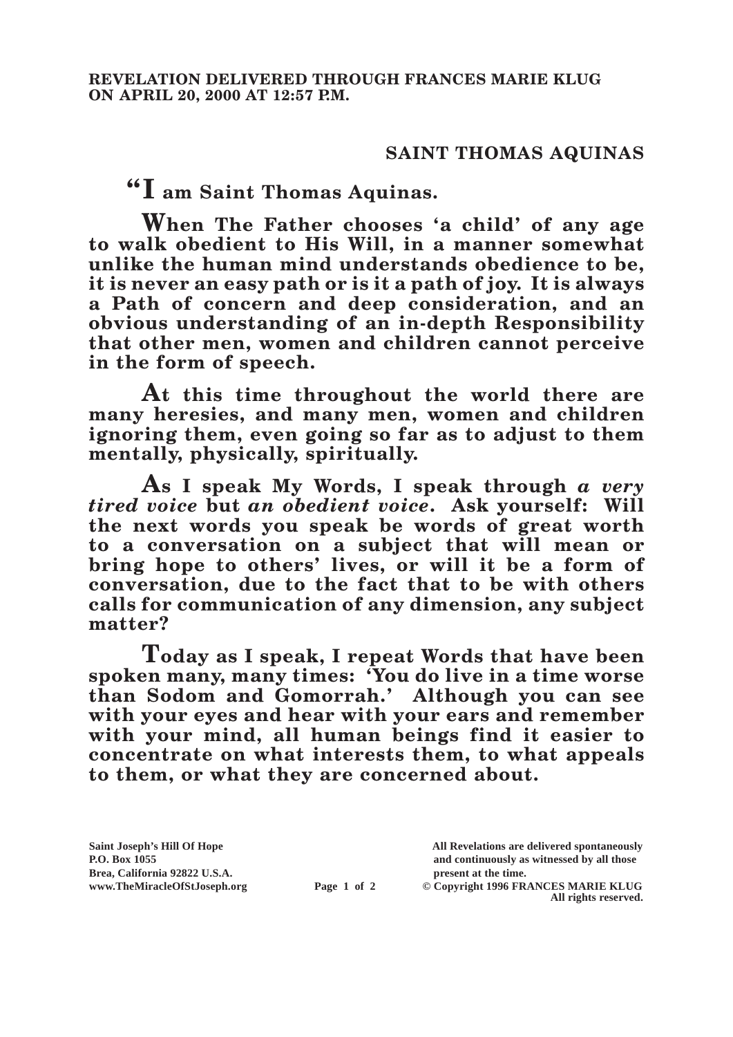**REVELATION DELIVERED THROUGH FRANCES MARIE KLUG ON APRIL 20, 2000 AT 12:57 P.M.**

## SAINT THOMAS AQUINAS

**"I am Saint Thomas Aquinas.**

**When The Father chooses 'a child' of any age to walk obedient to His Will, in a manner somewhat unlike the human mind understands obedience to be, it is never an easy path or is it a path of joy. It is always a Path of concern and deep consideration, and an obvious understanding of an in-depth Responsibility that other men, women and children cannot perceive in the form of speech.**

**At this time throughout the world there are many heresies, and many men, women and children ignoring them, even going so far as to adjust to them mentally, physically, spiritually.**

**As I speak My Words, I speak through *a very tired voice* but *an obedient voice*. Ask yourself: Will the next words you speak be words of great worth to a conversation on a subject that will mean or bring hope to others' lives, or will it be a form of conversation, due to the fact that to be with others calls for communication of any dimension, any subject matter?**

**Today as I speak, I repeat Words that have been spoken many, many times: 'You do live in a time worse than Sodom and Gomorrah.' Although you can see with your eyes and hear with your ears and remember with your mind, all human beings find it easier to concentrate on what interests them, to what appeals to them, or what they are concerned about.**

**Saint Joseph's Hill Of Hope**
**P.O. Box 1055**
**Brea, California 92822 U.S.A.**
**www.TheMiracleOfStJoseph.org**

**All Revelations are delivered spontaneously and continuously as witnessed by all those present at the time.**
**© Copyright 1996 FRANCES MARIE KLUG**
**All rights reserved.**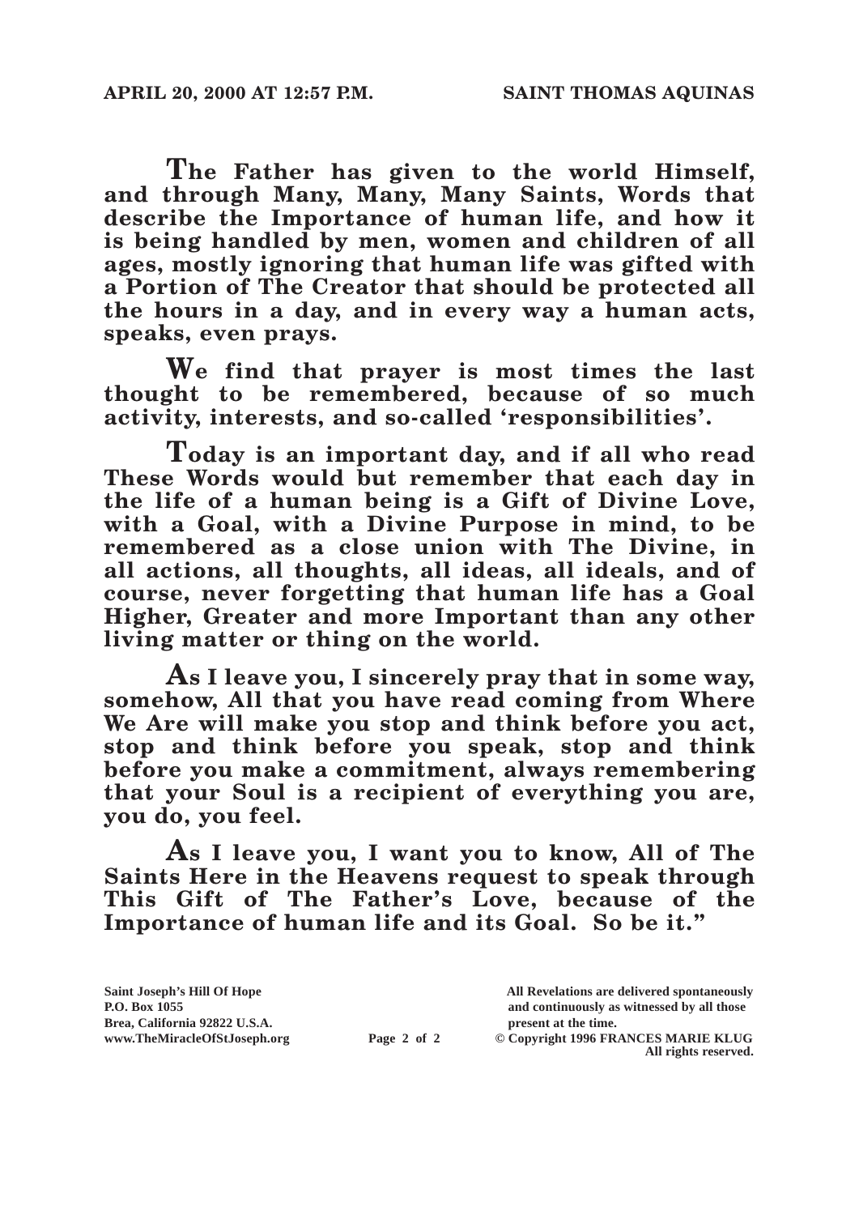**The Father has given to the world Himself, and through Many, Many, Many Saints, Words that describe the Importance of human life, and how it is being handled by men, women and children of all ages, mostly ignoring that human life was gifted with a Portion of The Creator that should be protected all the hours in a day, and in every way a human acts, speaks, even prays.**

**We find that prayer is most times the last thought to be remembered, because of so much activity, interests, and so-called 'responsibilities'.**

**Today is an important day, and if all who read These Words would but remember that each day in the life of a human being is a Gift of Divine Love, with a Goal, with a Divine Purpose in mind, to be remembered as a close union with The Divine, in all actions, all thoughts, all ideas, all ideals, and of course, never forgetting that human life has a Goal Higher, Greater and more Important than any other living matter or thing on the world.**

**As I leave you, I sincerely pray that in some way, somehow, All that you have read coming from Where We Are will make you stop and think before you act, stop and think before you speak, stop and think before you make a commitment, always remembering that your Soul is a recipient of everything you are, you do, you feel.**

**As I leave you, I want you to know, All of The Saints Here in the Heavens request to speak through This Gift of The Father's Love, because of the Importance of human life and its Goal. So be it."**

**Saint Joseph's Hill Of Hope**
**P.O. Box 1055**
**Brea, California 92822 U.S.A.**
**www.TheMiracleOfStJoseph.org**

**All Revelations are delivered spontaneously and continuously as witnessed by all those present at the time.**
**© Copyright 1996 FRANCES MARIE KLUG**
**All rights reserved.**